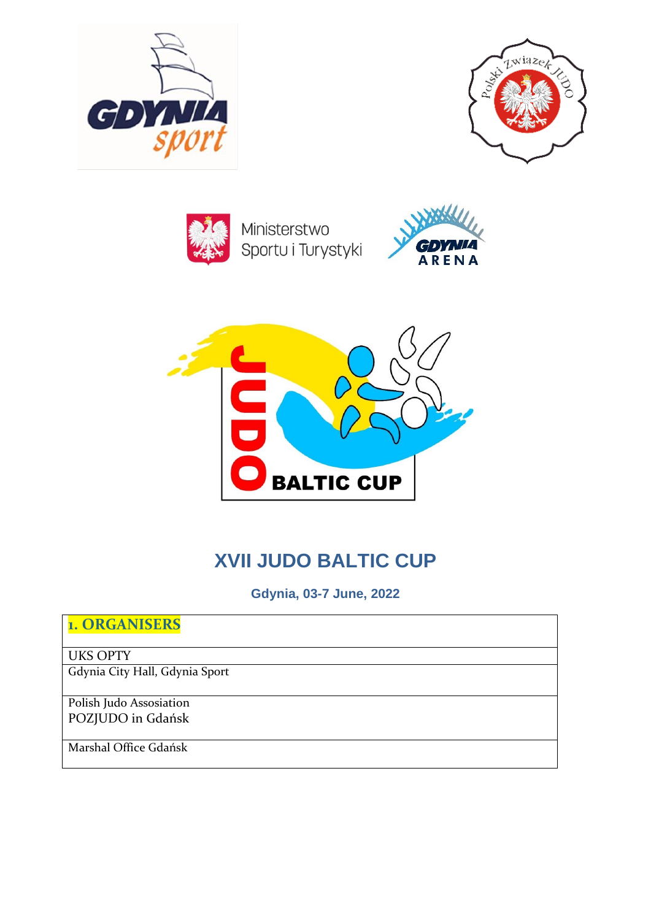# XVII JUDO BALTIC CUP

**Gdynia, 03-7 June, 2022**

| 1. ORGANISERS |
|---|
| UKS OPTY |
| Gdynia City Hall, Gdynia Sport |
| Polish Judo Assosiation<br>POZJUDO in Gdańsk |
| Marshal Office Gdańsk |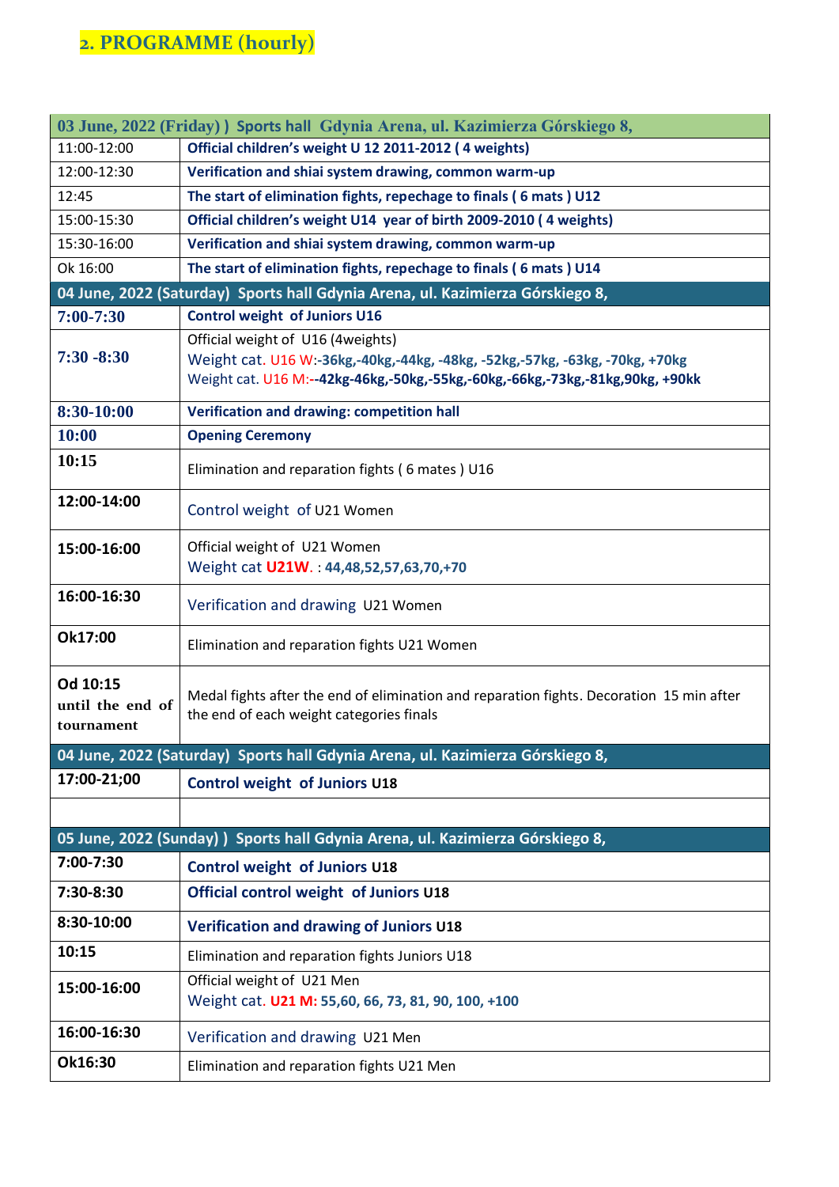## 2. PROGRAMME (hourly)

| 03 June, 2022 (Friday) ) Sports hall Gdynia Arena, ul. Kazimierza Górskiego 8, | |
|---|---|
| 11:00-12:00 | **Official children's weight U 12 2011-2012 ( 4 weights)** |
| 12:00-12:30 | **Verification and shiai system drawing, common warm-up** |
| 12:45 | **The start of elimination fights, repechage to finals ( 6 mats ) U12** |
| 15:00-15:30 | **Official children's weight U14 year of birth 2009-2010 ( 4 weights)** |
| 15:30-16:00 | **Verification and shiai system drawing, common warm-up** |
| Ok 16:00 | **The start of elimination fights, repechage to finals ( 6 mats ) U14** |
| **04 June, 2022 (Saturday) Sports hall Gdynia Arena, ul. Kazimierza Górskiego 8,** | |
| **7:00-7:30** | **Control weight of Juniors U16** |
| **7:30 -8:30** | Official weight of U16 (4weights)<br>Weight cat. U16 W:**-36kg,-40kg,-44kg, -48kg, -52kg,-57kg, -63kg, -70kg, +70kg**<br>Weight cat. U16 M:**--42kg-46kg,-50kg,-55kg,-60kg,-66kg,-73kg,-81kg,90kg, +90kk** |
| **8:30-10:00** | **Verification and drawing: competition hall** |
| **10:00** | **Opening Ceremony** |
| **10:15** | Elimination and reparation fights ( 6 mates ) U16 |
| **12:00-14:00** | Control weight of U21 Women |
| **15:00-16:00** | Official weight of U21 Women<br>Weight cat **U21W.** : **44,48,52,57,63,70,+70** |
| **16:00-16:30** | Verification and drawing U21 Women |
| **Ok17:00** | Elimination and reparation fights U21 Women |
| **Od 10:15 until the end of tournament** | Medal fights after the end of elimination and reparation fights. Decoration 15 min after the end of each weight categories finals |
| **04 June, 2022 (Saturday) Sports hall Gdynia Arena, ul. Kazimierza Górskiego 8,** | |
| **17:00-21;00** | **Control weight of Juniors U18** |
| | |
| **05 June, 2022 (Sunday) ) Sports hall Gdynia Arena, ul. Kazimierza Górskiego 8,** | |
| **7:00-7:30** | **Control weight of Juniors U18** |
| **7:30-8:30** | **Official control weight of Juniors U18** |
| **8:30-10:00** | **Verification and drawing of Juniors U18** |
| **10:15** | Elimination and reparation fights Juniors U18 |
| **15:00-16:00** | Official weight of U21 Men<br>Weight cat. **U21 M: 55,60, 66, 73, 81, 90, 100, +100** |
| **16:00-16:30** | Verification and drawing U21 Men |
| **Ok16:30** | Elimination and reparation fights U21 Men |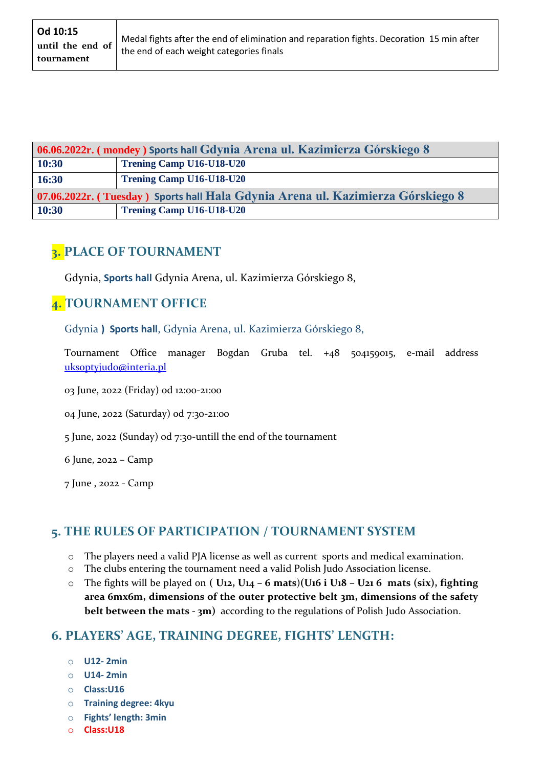| Od 10:15 until the end of tournament | Medal fights after the end of elimination and reparation fights. Decoration 15 min after the end of each weight categories finals |
|---|---|

| 06.06.2022r. ( mondey ) Sports hall Gdynia Arena ul. Kazimierza Górskiego 8 | |
|---|---|
| 10:30 | Trening Camp U16-U18-U20 |
| 16:30 | Trening Camp U16-U18-U20 |
| 07.06.2022r. ( Tuesday ) Sports hall Hala Gdynia Arena ul. Kazimierza Górskiego 8 | |
| 10:30 | Trening Camp U16-U18-U20 |

## 3. PLACE OF TOURNAMENT

Gdynia, **Sports hall** Gdynia Arena, ul. Kazimierza Górskiego 8,

## 4. TOURNAMENT OFFICE

Gdynia **) Sports hall**, Gdynia Arena, ul. Kazimierza Górskiego 8,

Tournament Office manager Bogdan Gruba tel. +48 504159015, e-mail address uksoptyjudo@interia.pl

03 June, 2022 (Friday) od 12:00-21:00

04 June, 2022 (Saturday) od 7:30-21:00

5 June, 2022 (Sunday) od 7:30-untill the end of the tournament

6 June, 2022 – Camp

7 June , 2022 - Camp

## 5. THE RULES OF PARTICIPATION / TOURNAMENT SYSTEM

- The players need a valid PJA license as well as current sports and medical examination.
- The clubs entering the tournament need a valid Polish Judo Association license.
- The fights will be played on **( U12, U14 – 6 mats**)(**U16 i U18 – U21 6 mats (six), fighting area 6mx6m, dimensions of the outer protective belt 3m, dimensions of the safety belt between the mats - 3m)** according to the regulations of Polish Judo Association.

## 6. PLAYERS' AGE, TRAINING DEGREE, FIGHTS' LENGTH:

- **U12- 2min**
- **U14- 2min**
- **Class:U16**
- **Training degree: 4kyu**
- **Fights' length: 3min**
- **Class:U18**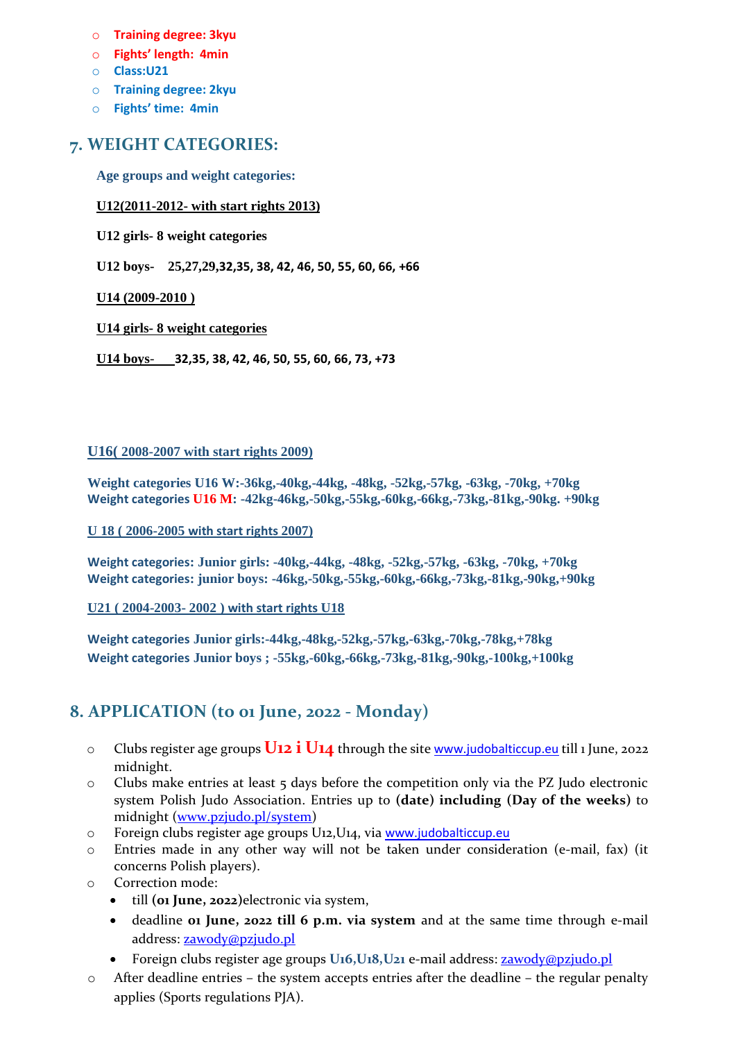- **Training degree: 3kyu**
- **Fights' length: 4min**
- **Class:U21**
- **Training degree: 2kyu**
- **Fights' time: 4min**

## 7. WEIGHT CATEGORIES:

**Age groups and weight categories:**

**<u>U12(2011-2012- with start rights 2013)</u>**

**U12 girls- 8 weight categories**

**U12 boys- 25,27,29,32,35, 38, 42, 46, 50, 55, 60, 66, +66**

**<u>U14 (2009-2010 )</u>**

**<u>U14 girls- 8 weight categories</u>**

**<u>U14 boys-</u> 32,35, 38, 42, 46, 50, 55, 60, 66, 73, +73**

**<u>U16( 2008-2007 with start rights 2009)</u>**

**Weight categories U16 W:-36kg,-40kg,-44kg, -48kg, -52kg,-57kg, -63kg, -70kg, +70kg**
**Weight categories U16 M: -42kg-46kg,-50kg,-55kg,-60kg,-66kg,-73kg,-81kg,-90kg. +90kg**

**<u>U 18 ( 2006-2005 with start rights 2007)</u>**

**Weight categories: Junior girls: -40kg,-44kg, -48kg, -52kg,-57kg, -63kg, -70kg, +70kg**
**Weight categories: junior boys: -46kg,-50kg,-55kg,-60kg,-66kg,-73kg,-81kg,-90kg,+90kg**

**<u>U21 ( 2004-2003- 2002 ) with start rights U18</u>**

**Weight categories Junior girls:-44kg,-48kg,-52kg,-57kg,-63kg,-70kg,-78kg,+78kg**
**Weight categories Junior boys ; -55kg,-60kg,-66kg,-73kg,-81kg,-90kg,-100kg,+100kg**

## 8. APPLICATION (to 01 June, 2022 - Monday)

- Clubs register age groups **U12 i U14** through the site [www.judobalticcup.eu](http://www.judobalticcup.eu) till 1 June, 2022 midnight.
- Clubs make entries at least 5 days before the competition only via the PZ Judo electronic system Polish Judo Association. Entries up to **(date) including (Day of the weeks)** to midnight ([www.pzjudo.pl/system](http://www.pzjudo.pl/system))
- Foreign clubs register age groups U12,U14, via [www.judobalticcup.eu](http://www.judobalticcup.eu)
- Entries made in any other way will not be taken under consideration (e-mail, fax) (it concerns Polish players).
- Correction mode:
  - till **(01 June, 2022)**electronic via system,
  - deadline **01 June, 2022 till 6 p.m. via system** and at the same time through e-mail address: [zawody@pzjudo.pl](mailto:zawody@pzjudo.pl)
  - Foreign clubs register age groups **U16,U18,U21** e-mail address: [zawody@pzjudo.pl](mailto:zawody@pzjudo.pl)
- After deadline entries – the system accepts entries after the deadline – the regular penalty applies (Sports regulations PJA).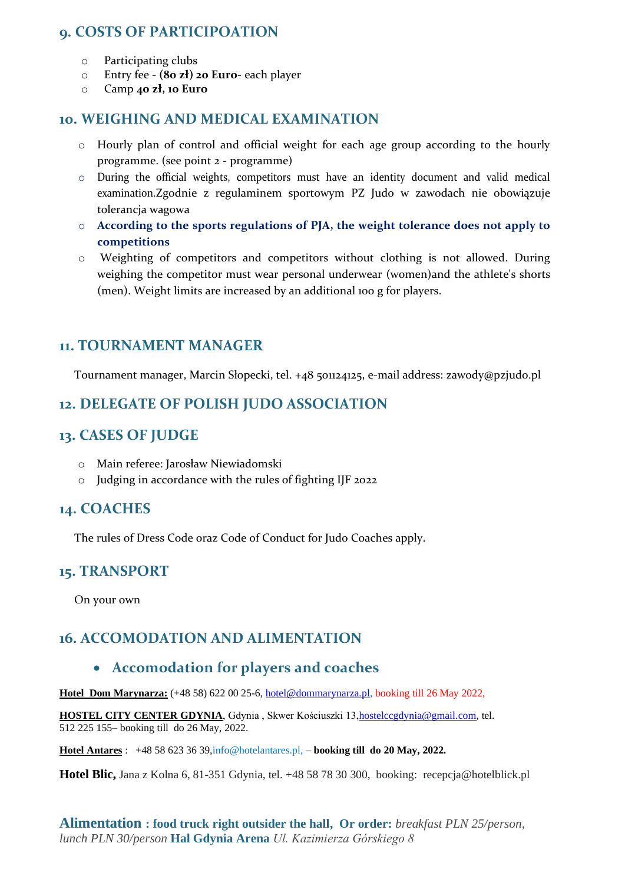## 9. COSTS OF PARTICIPOATION

- Participating clubs
- Entry fee - **(80 zł) 20 Euro**- each player
- Camp **40 zł, 10 Euro**

## 10. WEIGHING AND MEDICAL EXAMINATION

- Hourly plan of control and official weight for each age group according to the hourly programme. (see point 2 - programme)
- During the official weights, competitors must have an identity document and valid medical examination.Zgodnie z regulaminem sportowym PZ Judo w zawodach nie obowiązuje tolerancja wagowa
- **According to the sports regulations of PJA, the weight tolerance does not apply to competitions**
- Weighting of competitors and competitors without clothing is not allowed. During weighing the competitor must wear personal underwear (women)and the athlete's shorts (men). Weight limits are increased by an additional 100 g for players.

## 11. TOURNAMENT MANAGER

Tournament manager, Marcin Słopecki, tel. +48 501124125, e-mail address: zawody@pzjudo.pl

## 12. DELEGATE OF POLISH JUDO ASSOCIATION

## 13. CASES OF JUDGE

- Main referee: Jarosław Niewiadomski
- Judging in accordance with the rules of fighting IJF 2022

## 14. COACHES

The rules of Dress Code oraz Code of Conduct for Judo Coaches apply.

## 15. TRANSPORT

On your own

## 16. ACCOMODATION AND ALIMENTATION

- ### Accomodation for players and coaches

**Hotel Dom Marynarza:** (+48 58) 622 00 25-6, hotel@dommarynarza.pl, booking till 26 May 2022,

**HOSTEL CITY CENTER GDYNIA**, Gdynia , Skwer Kościuszki 13,hostelccgdynia@gmail.com, tel. 512 225 155– booking till do 26 May, 2022.

**Hotel Antares** : +48 58 623 36 39,info@hotelantares.pl, – **booking till do 20 May, 2022.**

**Hotel Blic,** Jana z Kolna 6, 81-351 Gdynia, tel. +48 58 78 30 300, booking: recepcja@hotelblick.pl

**Alimentation : food truck right outsider the hall, Or order:** *breakfast PLN 25/person, lunch PLN 30/person* **Hal Gdynia Arena** *Ul. Kazimierza Górskiego 8*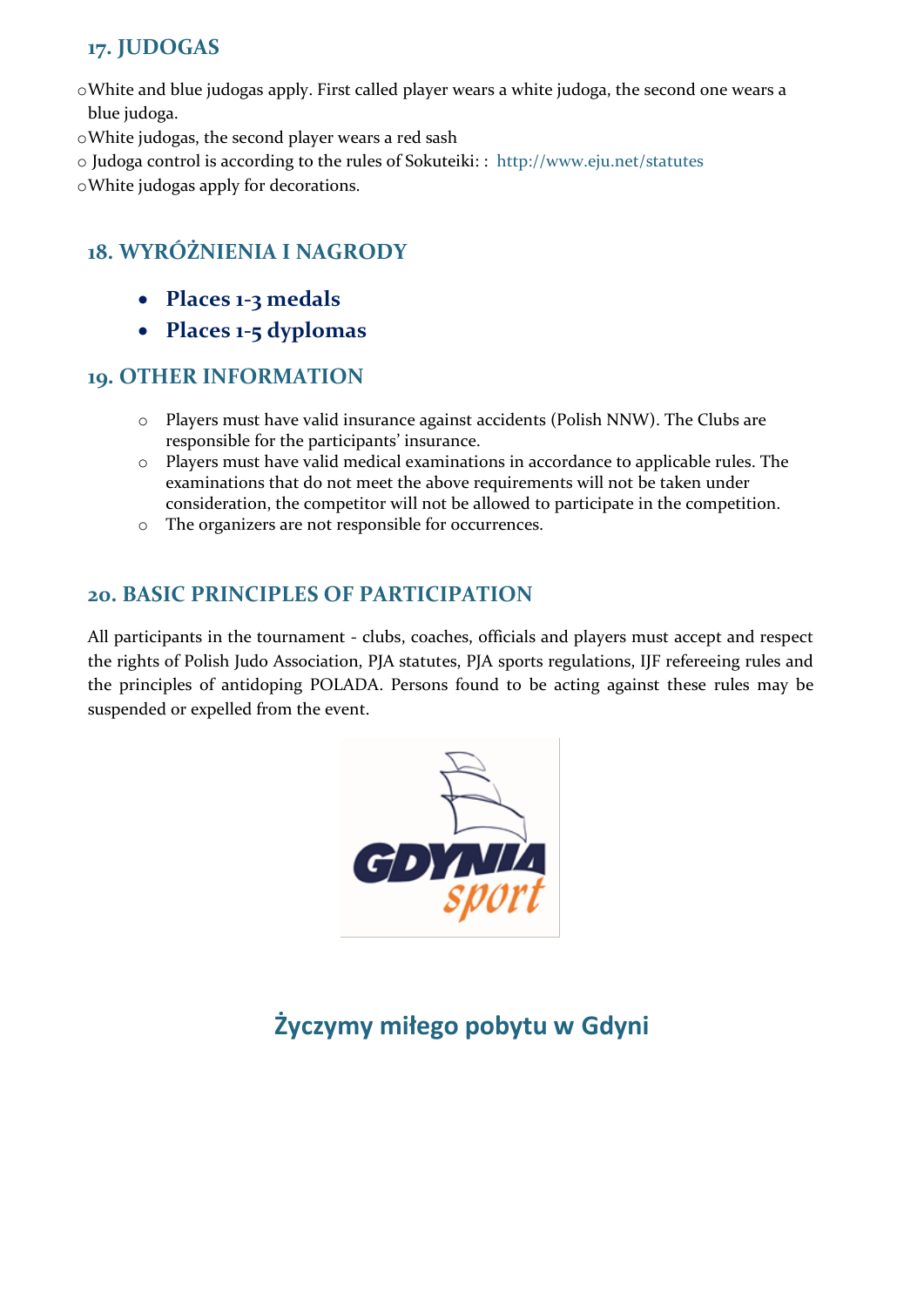## 17. JUDOGAS

- White and blue judogas apply. First called player wears a white judoga, the second one wears a blue judoga.
- White judogas, the second player wears a red sash
- Judoga control is according to the rules of Sokuteiki: : http://www.eju.net/statutes
- White judogas apply for decorations.

## 18. WYRÓŻNIENIA I NAGRODY

- **Places 1-3 medals**
- **Places 1-5 dyplomas**

## 19. OTHER INFORMATION

- Players must have valid insurance against accidents (Polish NNW). The Clubs are responsible for the participants' insurance.
- Players must have valid medical examinations in accordance to applicable rules. The examinations that do not meet the above requirements will not be taken under consideration, the competitor will not be allowed to participate in the competition.
- The organizers are not responsible for occurrences.

## 20. BASIC PRINCIPLES OF PARTICIPATION

All participants in the tournament - clubs, coaches, officials and players must accept and respect the rights of Polish Judo Association, PJA statutes, PJA sports regulations, IJF refereeing rules and the principles of antidoping POLADA. Persons found to be acting against these rules may be suspended or expelled from the event.

GDYNIA sport

## Życzymy miłego pobytu w Gdyni